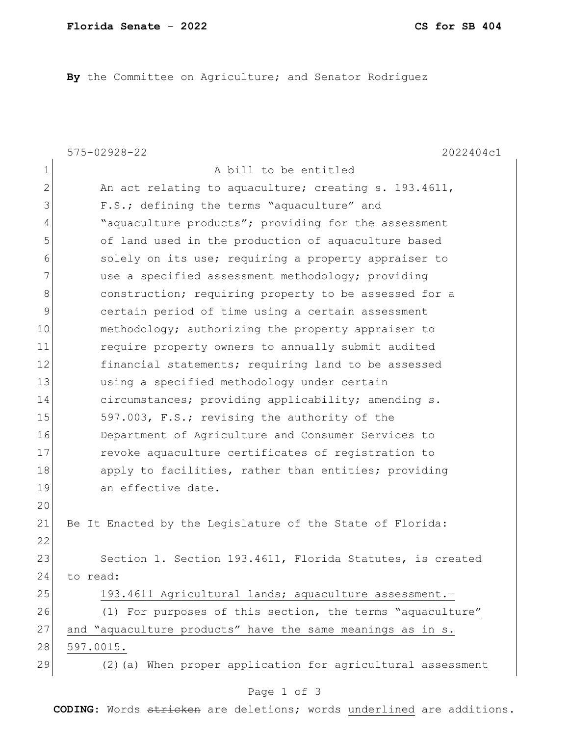By the Committee on Agriculture; and Senator Rodriguez

575-02928-22 2022404c1

A bill to be entitled

An act relating to aquaculture; creating s. 193.4611, F.S.; defining the terms "aquaculture" and "aquaculture products"; providing for the assessment of land used in the production of aquaculture based solely on its use; requiring a property appraiser to use a specified assessment methodology; providing construction; requiring property to be assessed for a certain period of time using a certain assessment methodology; authorizing the property appraiser to require property owners to annually submit audited financial statements; requiring land to be assessed using a specified methodology under certain circumstances; providing applicability; amending s. 597.003, F.S.; revising the authority of the Department of Agriculture and Consumer Services to revoke aquaculture certificates of registration to apply to facilities, rather than entities; providing an effective date.

Be It Enacted by the Legislature of the State of Florida:

Section 1. Section 193.4611, Florida Statutes, is created to read:

193.4611 Agricultural lands; aquaculture assessment.—

(1) For purposes of this section, the terms "aquaculture" and "aquaculture products" have the same meanings as in s. 597.0015.

(2)(a) When proper application for agricultural assessment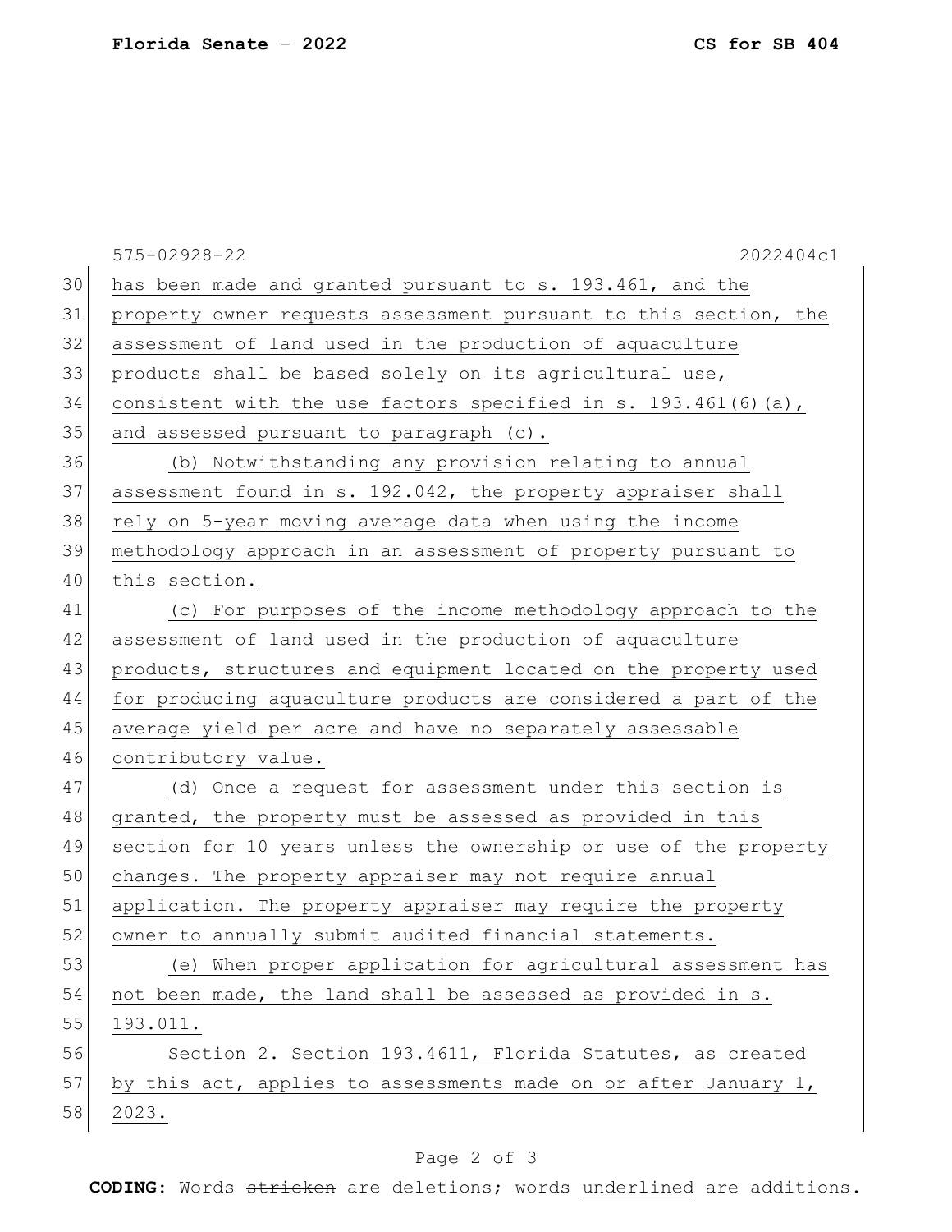has been made and granted pursuant to s. 193.461, and the property owner requests assessment pursuant to this section, the assessment of land used in the production of aquaculture products shall be based solely on its agricultural use, consistent with the use factors specified in s. 193.461(6)(a), and assessed pursuant to paragraph (c).

(b) Notwithstanding any provision relating to annual assessment found in s. 192.042, the property appraiser shall rely on 5-year moving average data when using the income methodology approach in an assessment of property pursuant to this section.

(c) For purposes of the income methodology approach to the assessment of land used in the production of aquaculture products, structures and equipment located on the property used for producing aquaculture products are considered a part of the average yield per acre and have no separately assessable contributory value.

(d) Once a request for assessment under this section is granted, the property must be assessed as provided in this section for 10 years unless the ownership or use of the property changes. The property appraiser may not require annual application. The property appraiser may require the property owner to annually submit audited financial statements.

(e) When proper application for agricultural assessment has not been made, the land shall be assessed as provided in s. 193.011.

Section 2. Section 193.4611, Florida Statutes, as created by this act, applies to assessments made on or after January 1, 2023.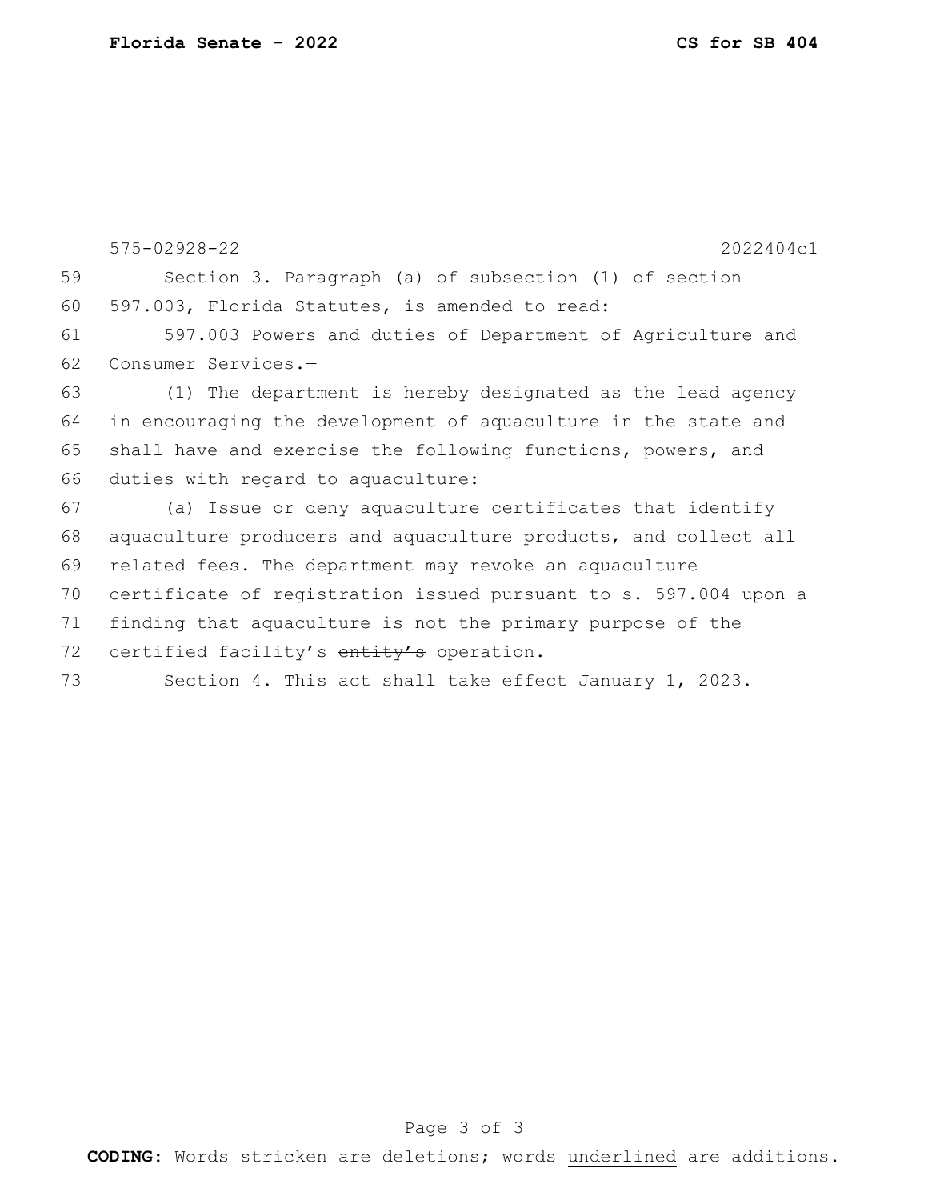Section 3. Paragraph (a) of subsection (1) of section 597.003, Florida Statutes, is amended to read:

597.003 Powers and duties of Department of Agriculture and Consumer Services.—

(1) The department is hereby designated as the lead agency in encouraging the development of aquaculture in the state and shall have and exercise the following functions, powers, and duties with regard to aquaculture:

(a) Issue or deny aquaculture certificates that identify aquaculture producers and aquaculture products, and collect all related fees. The department may revoke an aquaculture certificate of registration issued pursuant to s. 597.004 upon a finding that aquaculture is not the primary purpose of the certified <u>facility's</u> ~~entity's~~ operation.

Section 4. This act shall take effect January 1, 2023.

**CODING:** Words ~~stricken~~ are deletions; words <u>underlined</u> are additions.